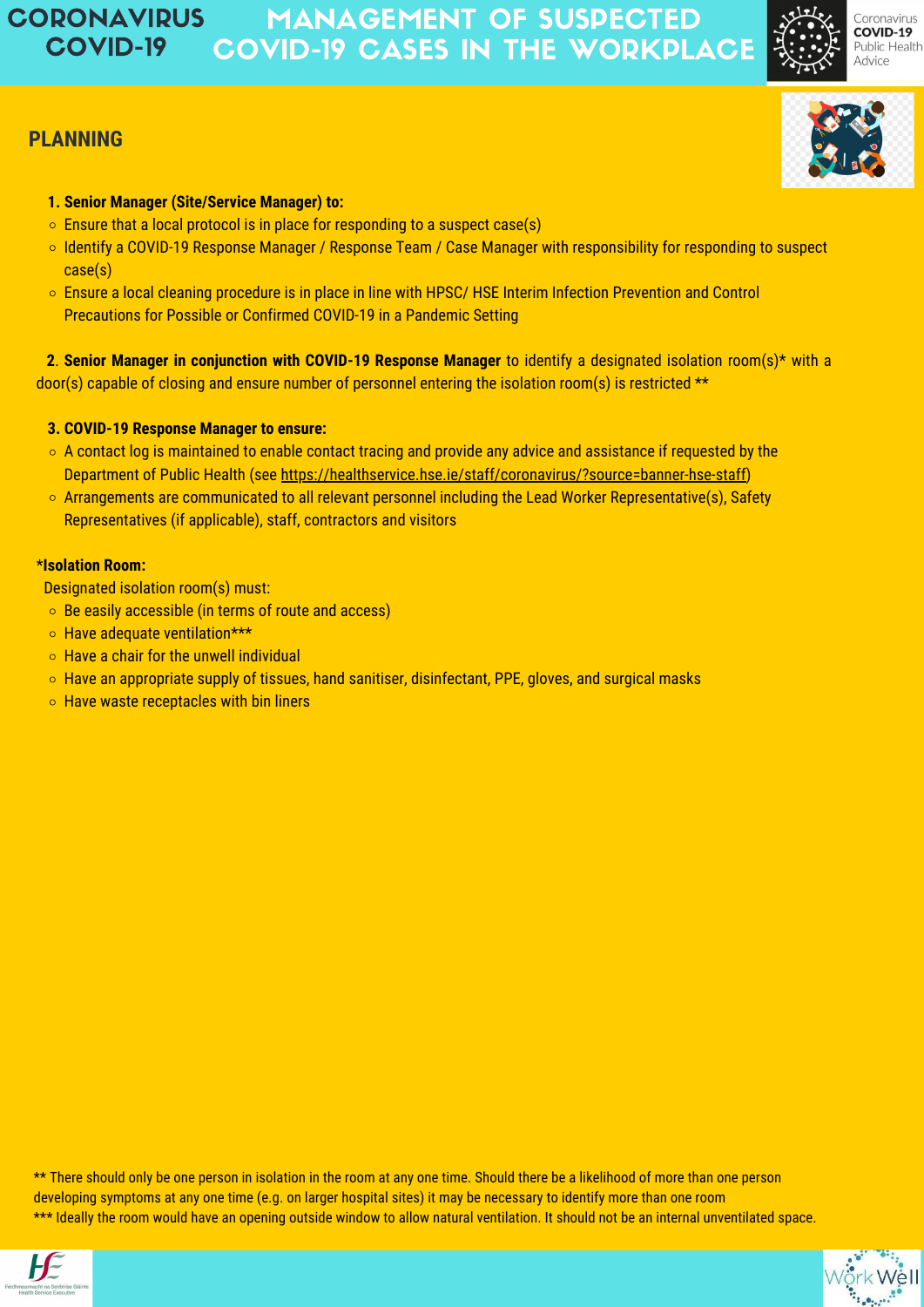# CORONAVIRUS COVID-19

# MANAGEMENT OF SUSPECTED COVID-19 CASES IN THE WORKPLACE

Coronavirus **COVID-19** Public Health Advice

## PLANNING

1. **Senior Manager (Site/Service Manager) to:**
   - Ensure that a local protocol is in place for responding to a suspect case(s)
   - Identify a COVID-19 Response Manager / Response Team / Case Manager with responsibility for responding to suspect case(s)
   - Ensure a local cleaning procedure is in place in line with HPSC/ HSE Interim Infection Prevention and Control Precautions for Possible or Confirmed COVID-19 in a Pandemic Setting

2. **Senior Manager in conjunction with COVID-19 Response Manager** to identify a designated isolation room(s)* with a door(s) capable of closing and ensure number of personnel entering the isolation room(s) is restricted **

3. **COVID-19 Response Manager to ensure:**
   - A contact log is maintained to enable contact tracing and provide any advice and assistance if requested by the Department of Public Health (see https://healthservice.hse.ie/staff/coronavirus/?source=banner-hse-staff)
   - Arrangements are communicated to all relevant personnel including the Lead Worker Representative(s), Safety Representatives (if applicable), staff, contractors and visitors

**\*Isolation Room:**

Designated isolation room(s) must:

- Be easily accessible (in terms of route and access)
- Have adequate ventilation***
- Have a chair for the unwell individual
- Have an appropriate supply of tissues, hand sanitiser, disinfectant, PPE, gloves, and surgical masks
- Have waste receptacles with bin liners

** There should only be one person in isolation in the room at any one time. Should there be a likelihood of more than one person developing symptoms at any one time (e.g. on larger hospital sites) it may be necessary to identify more than one room

*** Ideally the room would have an opening outside window to allow natural ventilation. It should not be an internal unventilated space.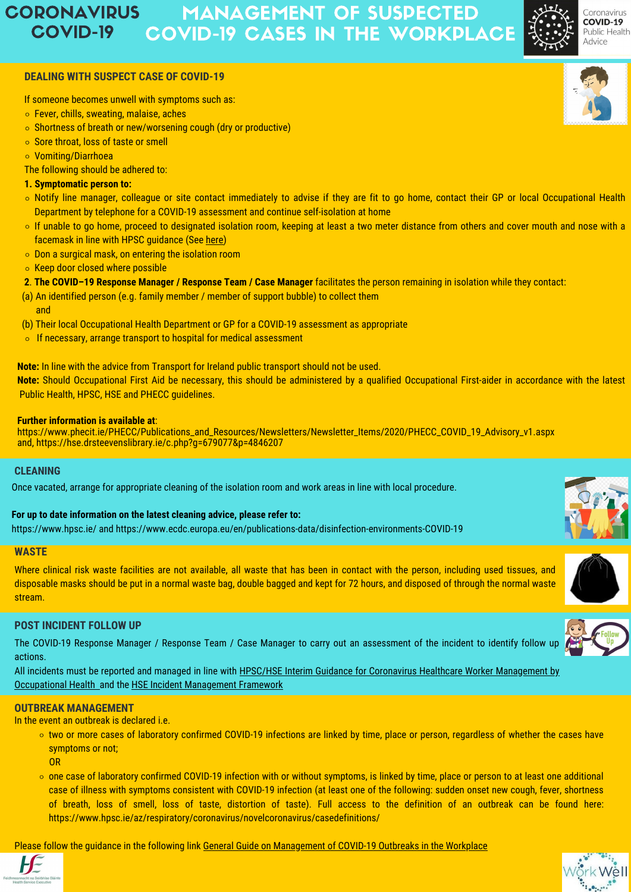# CORONAVIRUS COVID-19

# MANAGEMENT OF SUSPECTED COVID-19 CASES IN THE WORKPLACE

Coronavirus **COVID-19** Public Health Advice

## DEALING WITH SUSPECT CASE OF COVID-19

If someone becomes unwell with symptoms such as:

- Fever, chills, sweating, malaise, aches
- Shortness of breath or new/worsening cough (dry or productive)
- Sore throat, loss of taste or smell
- Vomiting/Diarrhoea

The following should be adhered to:

**1. Symptomatic person to:**

- Notify line manager, colleague or site contact immediately to advise if they are fit to go home, contact their GP or local Occupational Health Department by telephone for a COVID-19 assessment and continue self-isolation at home
- If unable to go home, proceed to designated isolation room, keeping at least a two meter distance from others and cover mouth and nose with a facemask in line with HPSC guidance (See here)
- Don a surgical mask, on entering the isolation room
- Keep door closed where possible

**2. The COVID–19 Response Manager / Response Team / Case Manager** facilitates the person remaining in isolation while they contact:

(a) An identified person (e.g. family member / member of support bubble) to collect them
and
(b) Their local Occupational Health Department or GP for a COVID-19 assessment as appropriate

- If necessary, arrange transport to hospital for medical assessment

**Note:** In line with the advice from Transport for Ireland public transport should not be used.
**Note:** Should Occupational First Aid be necessary, this should be administered by a qualified Occupational First-aider in accordance with the latest Public Health, HPSC, HSE and PHECC guidelines.

**Further information is available at**:
https://www.phecit.ie/PHECC/Publications_and_Resources/Newsletters/Newsletter_Items/2020/PHECC_COVID_19_Advisory_v1.aspx
and, https://hse.drsteevenslibrary.ie/c.php?g=679077&p=4846207

## CLEANING

Once vacated, arrange for appropriate cleaning of the isolation room and work areas in line with local procedure.

**For up to date information on the latest cleaning advice, please refer to:**
https://www.hpsc.ie/ and https://www.ecdc.europa.eu/en/publications-data/disinfection-environments-COVID-19

## WASTE

Where clinical risk waste facilities are not available, all waste that has been in contact with the person, including used tissues, and disposable masks should be put in a normal waste bag, double bagged and kept for 72 hours, and disposed of through the normal waste stream.

## POST INCIDENT FOLLOW UP

The COVID-19 Response Manager / Response Team / Case Manager to carry out an assessment of the incident to identify follow up actions.
All incidents must be reported and managed in line with HPSC/HSE Interim Guidance for Coronavirus Healthcare Worker Management by Occupational Health and the HSE Incident Management Framework

## OUTBREAK MANAGEMENT

In the event an outbreak is declared i.e.

- two or more cases of laboratory confirmed COVID-19 infections are linked by time, place or person, regardless of whether the cases have symptoms or not;
  OR
- one case of laboratory confirmed COVID-19 infection with or without symptoms, is linked by time, place or person to at least one additional case of illness with symptoms consistent with COVID-19 infection (at least one of the following: sudden onset new cough, fever, shortness of breath, loss of smell, loss of taste, distortion of taste). Full access to the definition of an outbreak can be found here: https://www.hpsc.ie/az/respiratory/coronavirus/novelcoronavirus/casedefinitions/

Please follow the guidance in the following link General Guide on Management of COVID-19 Outbreaks in the Workplace

Feidhmeannacht na Seirbhíse Sláinte Health Service Executive

WorkWell